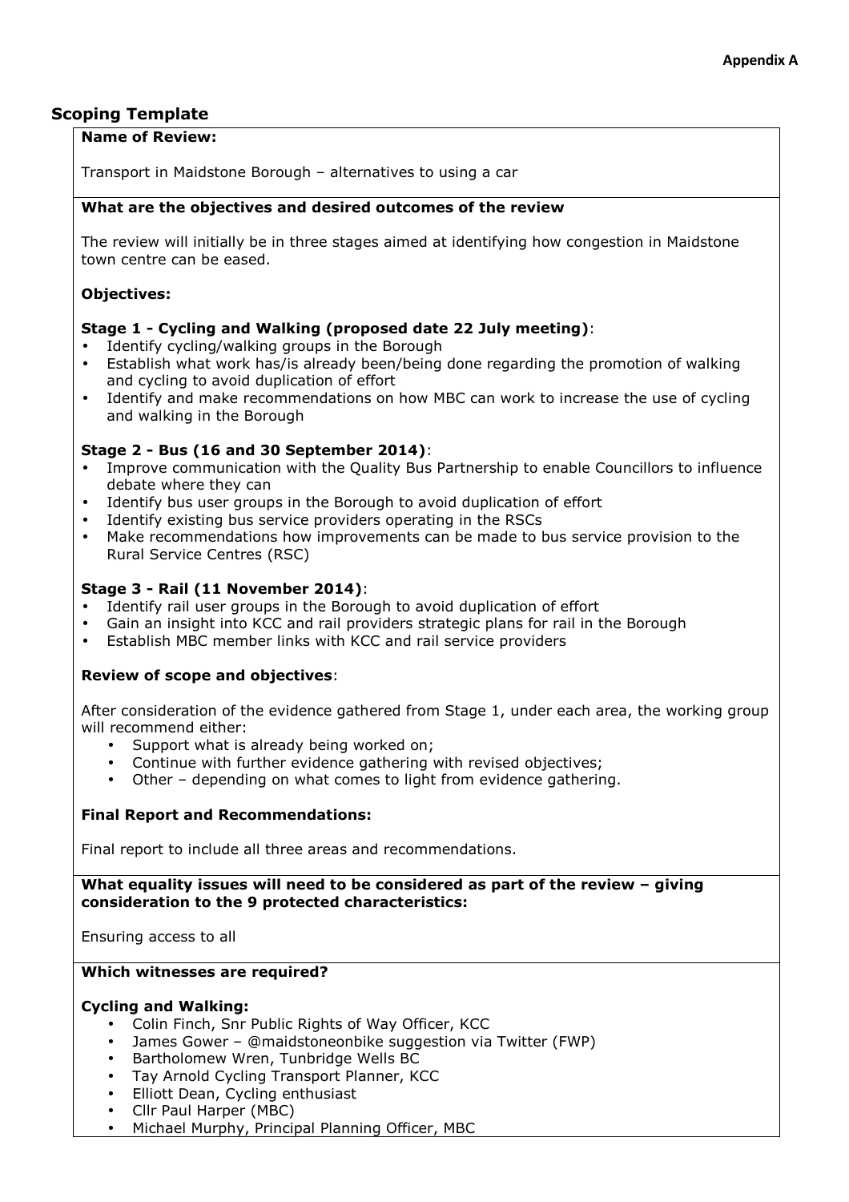**Appendix A**

## Scoping Template

**Name of Review:**

Transport in Maidstone Borough – alternatives to using a car

**What are the objectives and desired outcomes of the review**

The review will initially be in three stages aimed at identifying how congestion in Maidstone town centre can be eased.

**Objectives:**

**Stage 1 - Cycling and Walking (proposed date 22 July meeting)**:

- Identify cycling/walking groups in the Borough
- Establish what work has/is already been/being done regarding the promotion of walking and cycling to avoid duplication of effort
- Identify and make recommendations on how MBC can work to increase the use of cycling and walking in the Borough

**Stage 2 - Bus (16 and 30 September 2014)**:

- Improve communication with the Quality Bus Partnership to enable Councillors to influence debate where they can
- Identify bus user groups in the Borough to avoid duplication of effort
- Identify existing bus service providers operating in the RSCs
- Make recommendations how improvements can be made to bus service provision to the Rural Service Centres (RSC)

**Stage 3 - Rail (11 November 2014)**:

- Identify rail user groups in the Borough to avoid duplication of effort
- Gain an insight into KCC and rail providers strategic plans for rail in the Borough
- Establish MBC member links with KCC and rail service providers

**Review of scope and objectives**:

After consideration of the evidence gathered from Stage 1, under each area, the working group will recommend either:

- Support what is already being worked on;
- Continue with further evidence gathering with revised objectives;
- Other – depending on what comes to light from evidence gathering.

**Final Report and Recommendations:**

Final report to include all three areas and recommendations.

**What equality issues will need to be considered as part of the review – giving consideration to the 9 protected characteristics:**

Ensuring access to all

**Which witnesses are required?**

**Cycling and Walking:**

- Colin Finch, Snr Public Rights of Way Officer, KCC
- James Gower – @maidstoneonbike suggestion via Twitter (FWP)
- Bartholomew Wren, Tunbridge Wells BC
- Tay Arnold Cycling Transport Planner, KCC
- Elliott Dean, Cycling enthusiast
- Cllr Paul Harper (MBC)
- Michael Murphy, Principal Planning Officer, MBC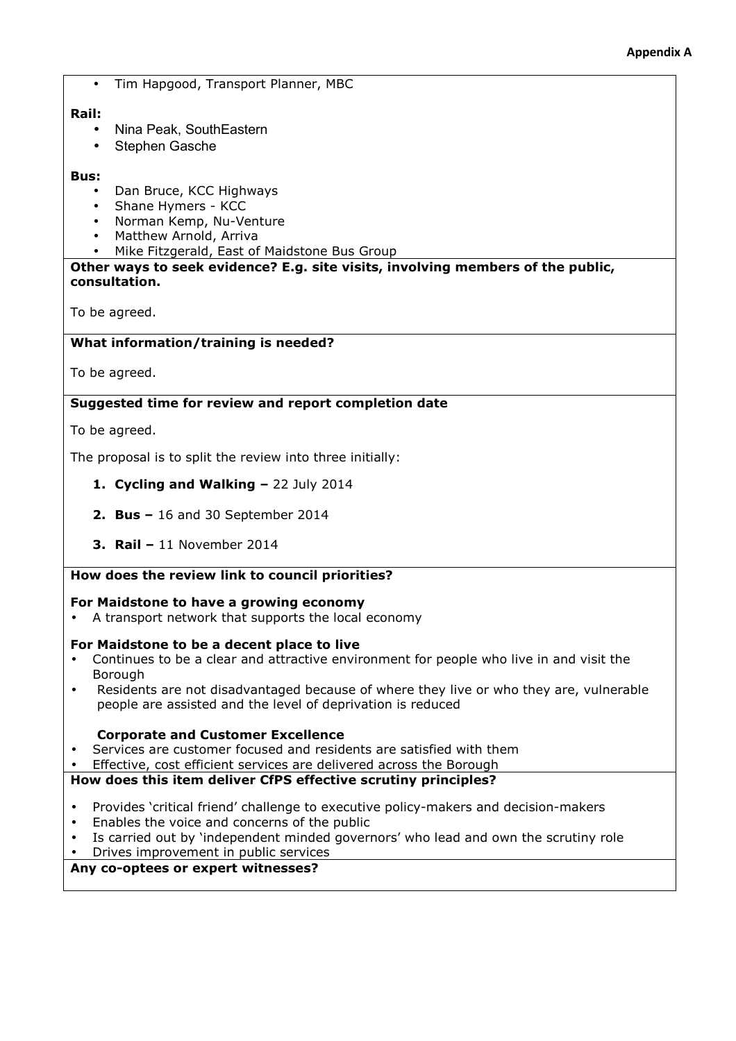**Appendix A**

- Tim Hapgood, Transport Planner, MBC

**Rail:**

- Nina Peak, SouthEastern
- Stephen Gasche

**Bus:**

- Dan Bruce, KCC Highways
- Shane Hymers - KCC
- Norman Kemp, Nu-Venture
- Matthew Arnold, Arriva
- Mike Fitzgerald, East of Maidstone Bus Group

**Other ways to seek evidence? E.g. site visits, involving members of the public, consultation.**

To be agreed.

**What information/training is needed?**

To be agreed.

**Suggested time for review and report completion date**

To be agreed.

The proposal is to split the review into three initially:

1. **Cycling and Walking –** 22 July 2014
2. **Bus –** 16 and 30 September 2014
3. **Rail –** 11 November 2014

**How does the review link to council priorities?**

**For Maidstone to have a growing economy**

- A transport network that supports the local economy

**For Maidstone to be a decent place to live**

- Continues to be a clear and attractive environment for people who live in and visit the Borough
- Residents are not disadvantaged because of where they live or who they are, vulnerable people are assisted and the level of deprivation is reduced

**Corporate and Customer Excellence**

- Services are customer focused and residents are satisfied with them
- Effective, cost efficient services are delivered across the Borough

**How does this item deliver CfPS effective scrutiny principles?**

- Provides 'critical friend' challenge to executive policy-makers and decision-makers
- Enables the voice and concerns of the public
- Is carried out by 'independent minded governors' who lead and own the scrutiny role
- Drives improvement in public services

**Any co-optees or expert witnesses?**